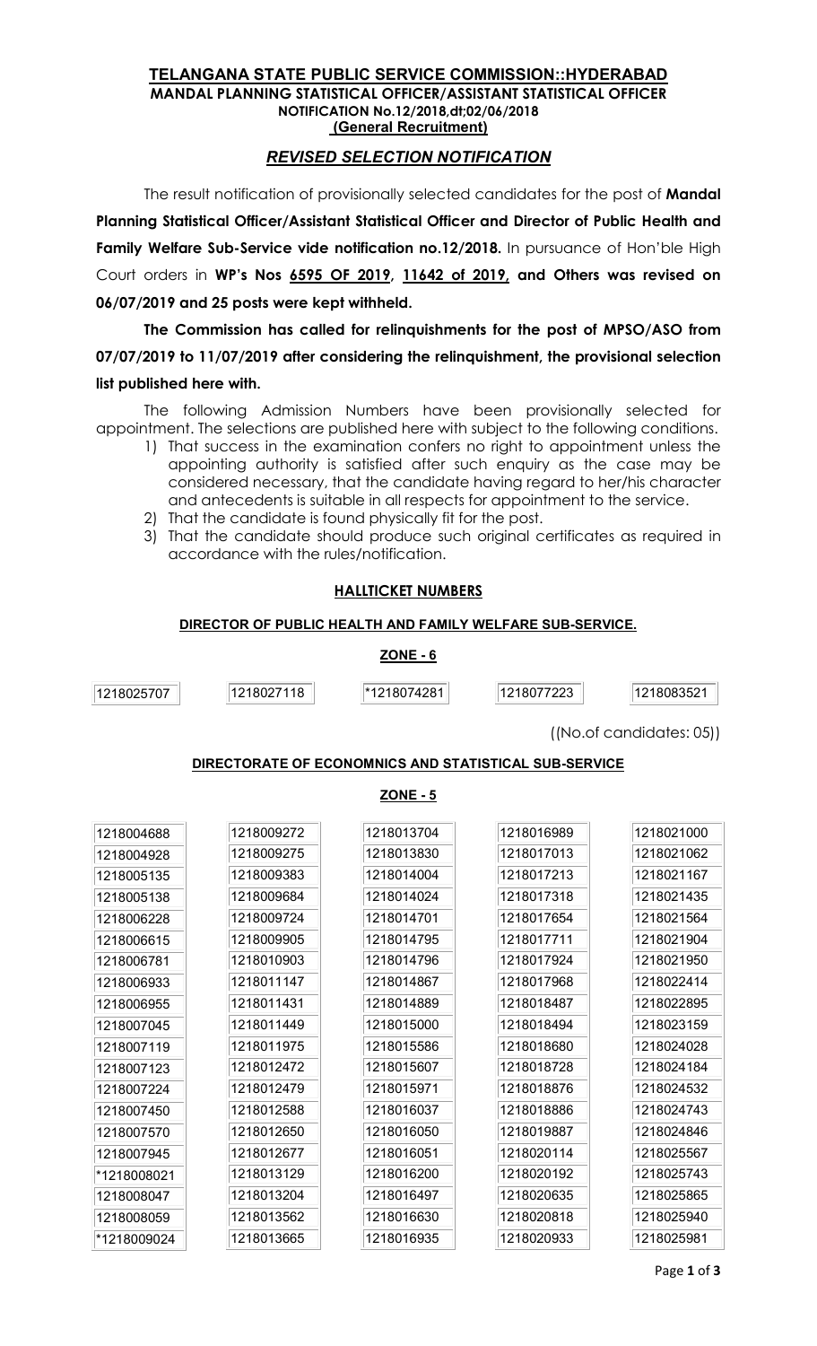# TELANGANA STATE PUBLIC SERVICE COMMISSION::HYDERABAD

**MANDAL PLANNING STATISTICAL OFFICER/ASSISTANT STATISTICAL OFFICER**
**NOTIFICATION No.12/2018,dt;02/06/2018**
**(General Recruitment)**

## *REVISED SELECTION NOTIFICATION*

The result notification of provisionally selected candidates for the post of **Mandal Planning Statistical Officer/Assistant Statistical Officer and Director of Public Health and Family Welfare Sub-Service vide notification no.12/2018.** In pursuance of Hon'ble High Court orders in **WP's Nos 6595 OF 2019, 11642 of 2019, and Others was revised on 06/07/2019 and 25 posts were kept withheld.**

**The Commission has called for relinquishments for the post of MPSO/ASO from 07/07/2019 to 11/07/2019 after considering the relinquishment, the provisional selection list published here with.**

The following Admission Numbers have been provisionally selected for appointment. The selections are published here with subject to the following conditions.

1) That success in the examination confers no right to appointment unless the appointing authority is satisfied after such enquiry as the case may be considered necessary, that the candidate having regard to her/his character and antecedents is suitable in all respects for appointment to the service.
2) That the candidate is found physically fit for the post.
3) That the candidate should produce such original certificates as required in accordance with the rules/notification.

### HALLTICKET NUMBERS

#### DIRECTOR OF PUBLIC HEALTH AND FAMILY WELFARE SUB-SERVICE.

**ZONE - 6**

| | | | | |
|---|---|---|---|---|
| 1218025707 | 1218027118 | *1218074281 | 1218077223 | 1218083521 |

((No.of candidates: 05))

#### DIRECTORATE OF ECONOMNICS AND STATISTICAL SUB-SERVICE

**ZONE - 5**

| | | | | |
|---|---|---|---|---|
| 1218004688 | 1218009272 | 1218013704 | 1218016989 | 1218021000 |
| 1218004928 | 1218009275 | 1218013830 | 1218017013 | 1218021062 |
| 1218005135 | 1218009383 | 1218014004 | 1218017213 | 1218021167 |
| 1218005138 | 1218009684 | 1218014024 | 1218017318 | 1218021435 |
| 1218006228 | 1218009724 | 1218014701 | 1218017654 | 1218021564 |
| 1218006615 | 1218009905 | 1218014795 | 1218017711 | 1218021904 |
| 1218006781 | 1218010903 | 1218014796 | 1218017924 | 1218021950 |
| 1218006933 | 1218011147 | 1218014867 | 1218017968 | 1218022414 |
| 1218006955 | 1218011431 | 1218014889 | 1218018487 | 1218022895 |
| 1218007045 | 1218011449 | 1218015000 | 1218018494 | 1218023159 |
| 1218007119 | 1218011975 | 1218015586 | 1218018680 | 1218024028 |
| 1218007123 | 1218012472 | 1218015607 | 1218018728 | 1218024184 |
| 1218007224 | 1218012479 | 1218015971 | 1218018876 | 1218024532 |
| 1218007450 | 1218012588 | 1218016037 | 1218018886 | 1218024743 |
| 1218007570 | 1218012650 | 1218016050 | 1218019887 | 1218024846 |
| 1218007945 | 1218012677 | 1218016051 | 1218020114 | 1218025567 |
| *1218008021 | 1218013129 | 1218016200 | 1218020192 | 1218025743 |
| 1218008047 | 1218013204 | 1218016497 | 1218020635 | 1218025865 |
| 1218008059 | 1218013562 | 1218016630 | 1218020818 | 1218025940 |
| *1218009024 | 1218013665 | 1218016935 | 1218020933 | 1218025981 |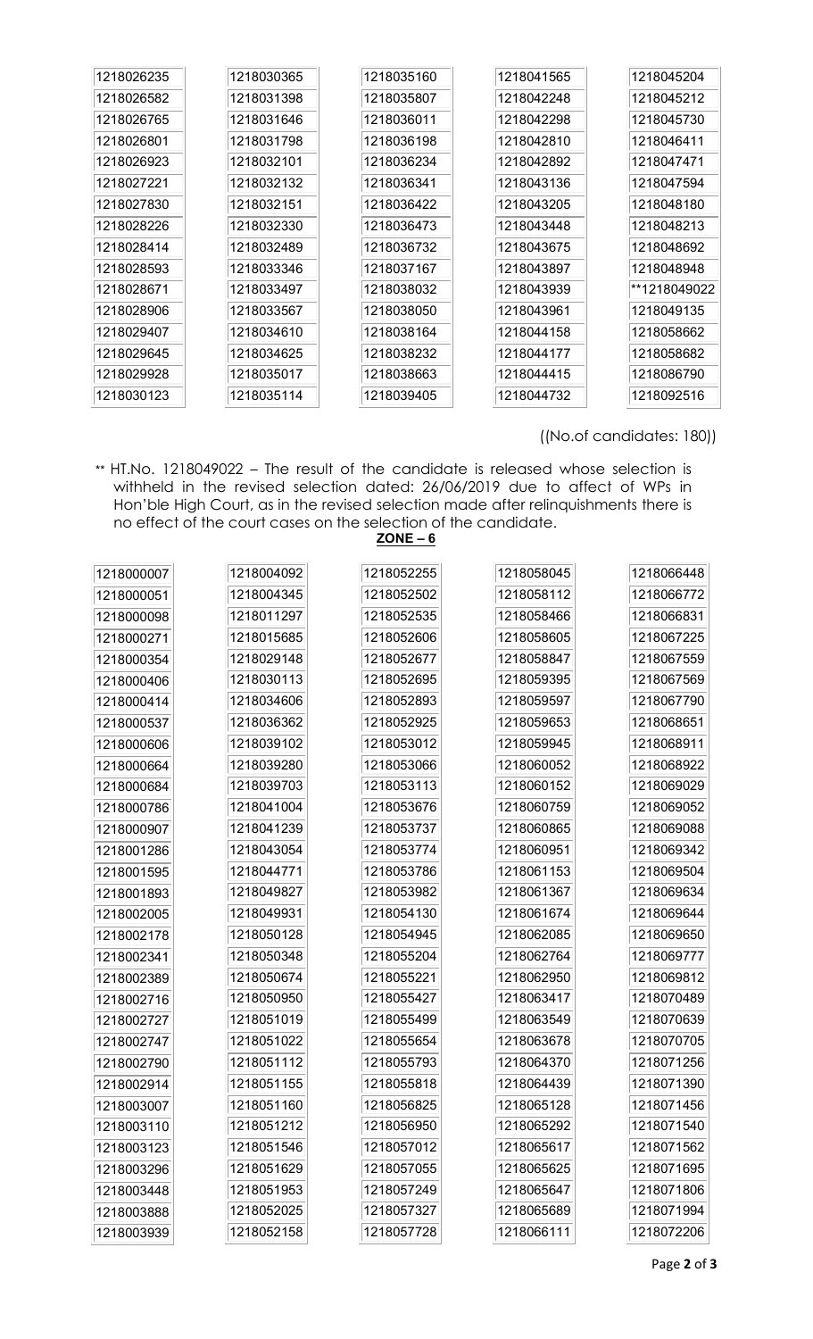| | | | | |
|---|---|---|---|---|
| 1218026235 | 1218030365 | 1218035160 | 1218041565 | 1218045204 |
| 1218026582 | 1218031398 | 1218035807 | 1218042248 | 1218045212 |
| 1218026765 | 1218031646 | 1218036011 | 1218042298 | 1218045730 |
| 1218026801 | 1218031798 | 1218036198 | 1218042810 | 1218046411 |
| 1218026923 | 1218032101 | 1218036234 | 1218042892 | 1218047471 |
| 1218027221 | 1218032132 | 1218036341 | 1218043136 | 1218047594 |
| 1218027830 | 1218032151 | 1218036422 | 1218043205 | 1218048180 |
| 1218028226 | 1218032330 | 1218036473 | 1218043448 | 1218048213 |
| 1218028414 | 1218032489 | 1218036732 | 1218043675 | 1218048692 |
| 1218028593 | 1218033346 | 1218037167 | 1218043897 | 1218048948 |
| 1218028671 | 1218033497 | 1218038032 | 1218043939 | **1218049022 |
| 1218028906 | 1218033567 | 1218038050 | 1218043961 | 1218049135 |
| 1218029407 | 1218034610 | 1218038164 | 1218044158 | 1218058662 |
| 1218029645 | 1218034625 | 1218038232 | 1218044177 | 1218058682 |
| 1218029928 | 1218035017 | 1218038663 | 1218044415 | 1218086790 |
| 1218030123 | 1218035114 | 1218039405 | 1218044732 | 1218092516 |

((No.of candidates: 180))

** HT.No. 1218049022 – The result of the candidate is released whose selection is withheld in the revised selection dated: 26/06/2019 due to affect of WPs in Hon'ble High Court, as in the revised selection made after relinquishments there is no effect of the court cases on the selection of the candidate.

**ZONE – 6**

| | | | | |
|---|---|---|---|---|
| 1218000007 | 1218004092 | 1218052255 | 1218058045 | 1218066448 |
| 1218000051 | 1218004345 | 1218052502 | 1218058112 | 1218066772 |
| 1218000098 | 1218011297 | 1218052535 | 1218058466 | 1218066831 |
| 1218000271 | 1218015685 | 1218052606 | 1218058605 | 1218067225 |
| 1218000354 | 1218029148 | 1218052677 | 1218058847 | 1218067559 |
| 1218000406 | 1218030113 | 1218052695 | 1218059395 | 1218067569 |
| 1218000414 | 1218034606 | 1218052893 | 1218059597 | 1218067790 |
| 1218000537 | 1218036362 | 1218052925 | 1218059653 | 1218068651 |
| 1218000606 | 1218039102 | 1218053012 | 1218059945 | 1218068911 |
| 1218000664 | 1218039280 | 1218053066 | 1218060052 | 1218068922 |
| 1218000684 | 1218039703 | 1218053113 | 1218060152 | 1218069029 |
| 1218000786 | 1218041004 | 1218053676 | 1218060759 | 1218069052 |
| 1218000907 | 1218041239 | 1218053737 | 1218060865 | 1218069088 |
| 1218001286 | 1218043054 | 1218053774 | 1218060951 | 1218069342 |
| 1218001595 | 1218044771 | 1218053786 | 1218061153 | 1218069504 |
| 1218001893 | 1218049827 | 1218053982 | 1218061367 | 1218069634 |
| 1218002005 | 1218049931 | 1218054130 | 1218061674 | 1218069644 |
| 1218002178 | 1218050128 | 1218054945 | 1218062085 | 1218069650 |
| 1218002341 | 1218050348 | 1218055204 | 1218062764 | 1218069777 |
| 1218002389 | 1218050674 | 1218055221 | 1218062950 | 1218069812 |
| 1218002716 | 1218050950 | 1218055427 | 1218063417 | 1218070489 |
| 1218002727 | 1218051019 | 1218055499 | 1218063549 | 1218070639 |
| 1218002747 | 1218051022 | 1218055654 | 1218063678 | 1218070705 |
| 1218002790 | 1218051112 | 1218055793 | 1218064370 | 1218071256 |
| 1218002914 | 1218051155 | 1218055818 | 1218064439 | 1218071390 |
| 1218003007 | 1218051160 | 1218056825 | 1218065128 | 1218071456 |
| 1218003110 | 1218051212 | 1218056950 | 1218065292 | 1218071540 |
| 1218003123 | 1218051546 | 1218057012 | 1218065617 | 1218071562 |
| 1218003296 | 1218051629 | 1218057055 | 1218065625 | 1218071695 |
| 1218003448 | 1218051953 | 1218057249 | 1218065647 | 1218071806 |
| 1218003888 | 1218052025 | 1218057327 | 1218065689 | 1218071994 |
| 1218003939 | 1218052158 | 1218057728 | 1218066111 | 1218072206 |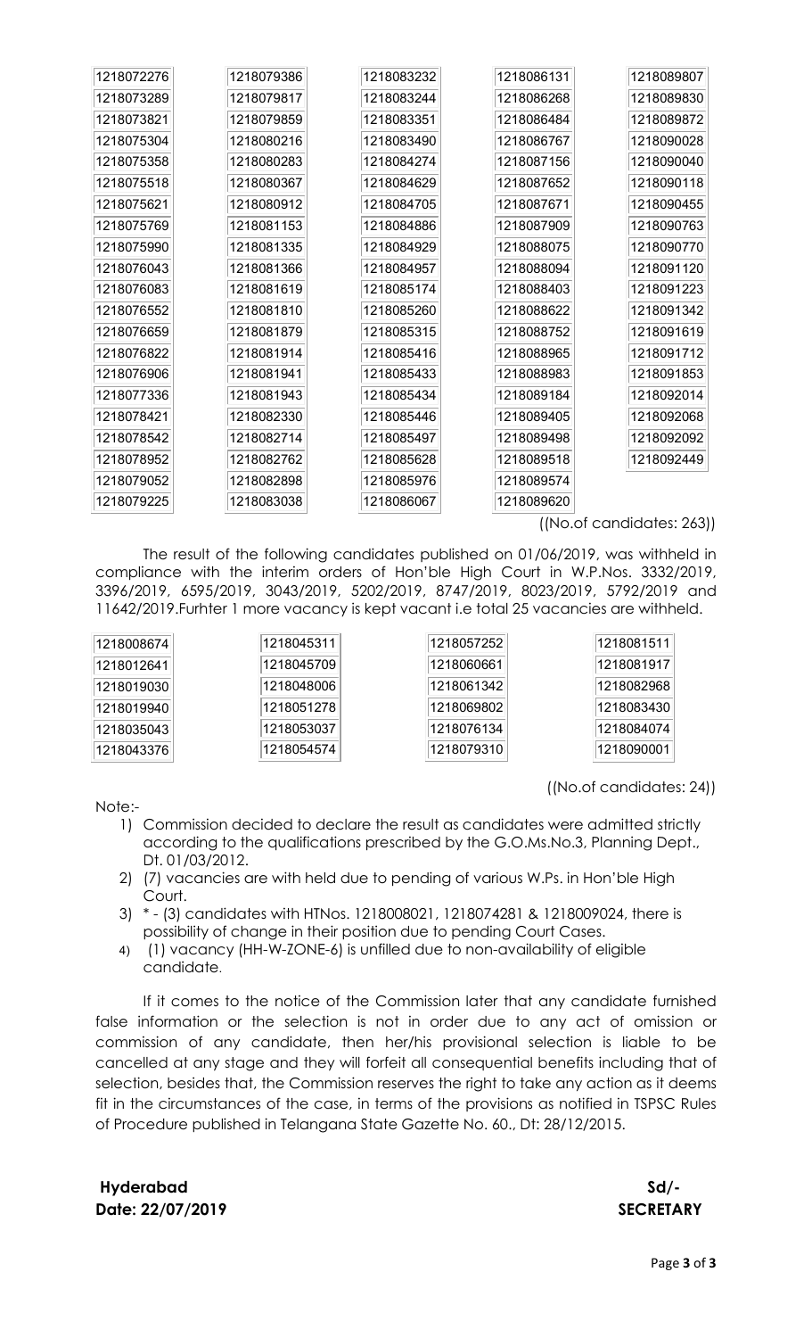| | | | | |
|---|---|---|---|---|
| 1218072276 | 1218079386 | 1218083232 | 1218086131 | 1218089807 |
| 1218073289 | 1218079817 | 1218083244 | 1218086268 | 1218089830 |
| 1218073821 | 1218079859 | 1218083351 | 1218086484 | 1218089872 |
| 1218075304 | 1218080216 | 1218083490 | 1218086767 | 1218090028 |
| 1218075358 | 1218080283 | 1218084274 | 1218087156 | 1218090040 |
| 1218075518 | 1218080367 | 1218084629 | 1218087652 | 1218090118 |
| 1218075621 | 1218080912 | 1218084705 | 1218087671 | 1218090455 |
| 1218075769 | 1218081153 | 1218084886 | 1218087909 | 1218090763 |
| 1218075990 | 1218081335 | 1218084929 | 1218088075 | 1218090770 |
| 1218076043 | 1218081366 | 1218084957 | 1218088094 | 1218091120 |
| 1218076083 | 1218081619 | 1218085174 | 1218088403 | 1218091223 |
| 1218076552 | 1218081810 | 1218085260 | 1218088622 | 1218091342 |
| 1218076659 | 1218081879 | 1218085315 | 1218088752 | 1218091619 |
| 1218076822 | 1218081914 | 1218085416 | 1218088965 | 1218091712 |
| 1218076906 | 1218081941 | 1218085433 | 1218088983 | 1218091853 |
| 1218077336 | 1218081943 | 1218085434 | 1218089184 | 1218092014 |
| 1218078421 | 1218082330 | 1218085446 | 1218089405 | 1218092068 |
| 1218078542 | 1218082714 | 1218085497 | 1218089498 | 1218092092 |
| 1218078952 | 1218082762 | 1218085628 | 1218089518 | 1218092449 |
| 1218079052 | 1218082898 | 1218085976 | 1218089574 | |
| 1218079225 | 1218083038 | 1218086067 | 1218089620 | |

((No.of candidates: 263))

The result of the following candidates published on 01/06/2019, was withheld in compliance with the interim orders of Hon'ble High Court in W.P.Nos. 3332/2019, 3396/2019, 6595/2019, 3043/2019, 5202/2019, 8747/2019, 8023/2019, 5792/2019 and 11642/2019.Furhter 1 more vacancy is kept vacant i.e total 25 vacancies are withheld.

| | | | |
|---|---|---|---|
| 1218008674 | 1218045311 | 1218057252 | 1218081511 |
| 1218012641 | 1218045709 | 1218060661 | 1218081917 |
| 1218019030 | 1218048006 | 1218061342 | 1218082968 |
| 1218019940 | 1218051278 | 1218069802 | 1218083430 |
| 1218035043 | 1218053037 | 1218076134 | 1218084074 |
| 1218043376 | 1218054574 | 1218079310 | 1218090001 |

((No.of candidates: 24))

Note:-

1) Commission decided to declare the result as candidates were admitted strictly according to the qualifications prescribed by the G.O.Ms.No.3, Planning Dept., Dt. 01/03/2012.
2) (7) vacancies are with held due to pending of various W.Ps. in Hon'ble High Court.
3) * - (3) candidates with HTNos. 1218008021, 1218074281 & 1218009024, there is possibility of change in their position due to pending Court Cases.
4) (1) vacancy (HH-W-ZONE-6) is unfilled due to non-availability of eligible candidate.

If it comes to the notice of the Commission later that any candidate furnished false information or the selection is not in order due to any act of omission or commission of any candidate, then her/his provisional selection is liable to be cancelled at any stage and they will forfeit all consequential benefits including that of selection, besides that, the Commission reserves the right to take any action as it deems fit in the circumstances of the case, in terms of the provisions as notified in TSPSC Rules of Procedure published in Telangana State Gazette No. 60., Dt: 28/12/2015.

**Hyderabad**
**Date: 22/07/2019**

**Sd/-**
**SECRETARY**